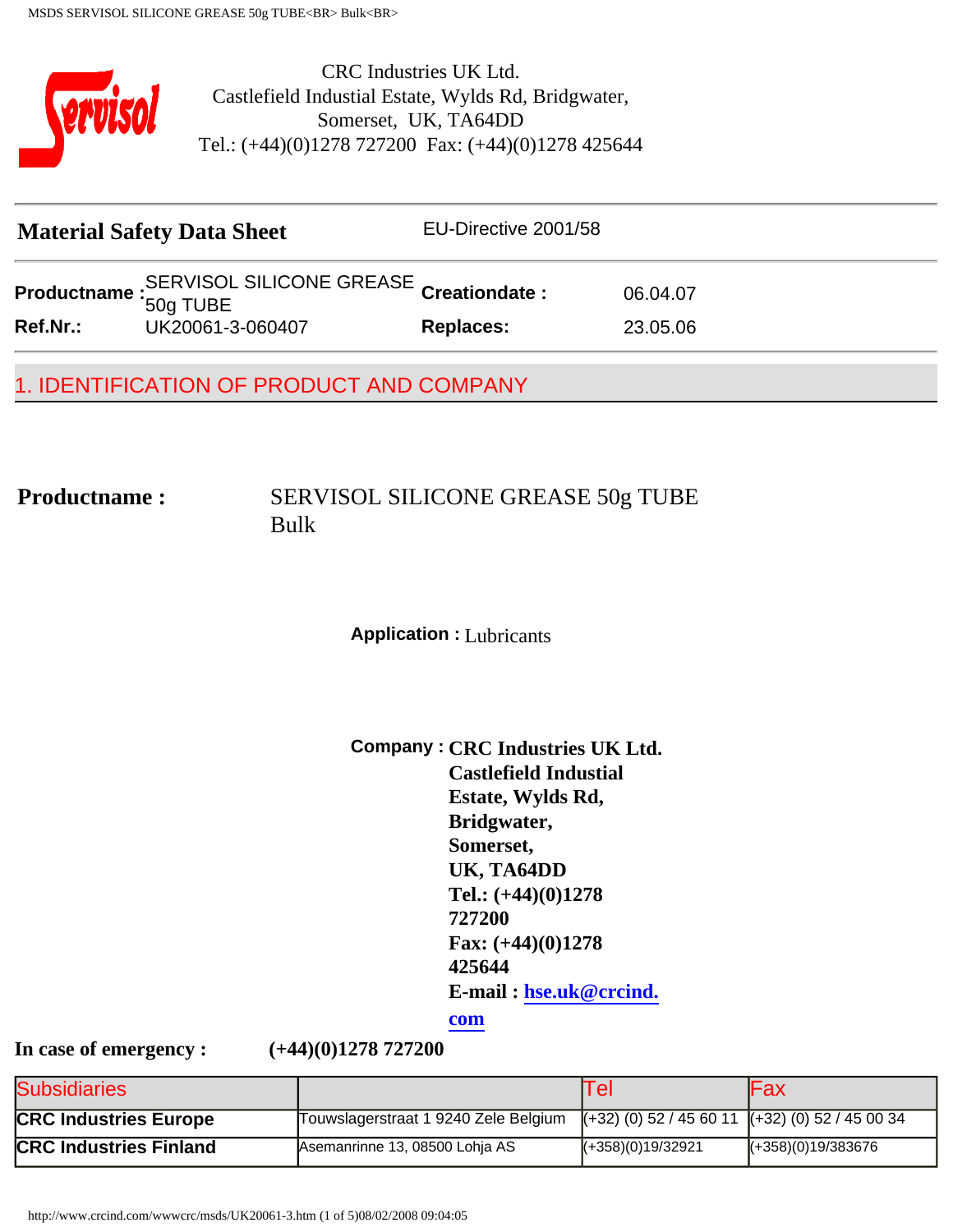CRC Industries UK Ltd.
Castlefield Industial Estate, Wylds Rd, Bridgwater,
Somerset, UK, TA64DD
Tel.: (+44)(0)1278 727200 Fax: (+44)(0)1278 425644

**Material Safety Data Sheet** EU-Directive 2001/58

| | | | |
|---|---|---|---|
| **Productname :** | SERVISOL SILICONE GREASE 50g TUBE | **Creationdate :** | 06.04.07 |
| **Ref.Nr.:** | UK20061-3-060407 | **Replaces:** | 23.05.06 |

## 1. IDENTIFICATION OF PRODUCT AND COMPANY

**Productname :** SERVISOL SILICONE GREASE 50g TUBE
Bulk

**Application :** Lubricants

**Company :** **CRC Industries UK Ltd.
Castlefield Industial Estate, Wylds Rd,
Bridgwater,
Somerset,
UK, TA64DD
Tel.: (+44)(0)1278 727200
Fax: (+44)(0)1278 425644
E-mail : hse.uk@crcind.com**

**In case of emergency : (+44)(0)1278 727200**

| Subsidiaries | | Tel | Fax |
|---|---|---|---|
| **CRC Industries Europe** | Touwslagerstraat 1 9240 Zele Belgium | (+32) (0) 52 / 45 60 11 | (+32) (0) 52 / 45 00 34 |
| **CRC Industries Finland** | Asemanrinne 13, 08500 Lohja AS | (+358)(0)19/32921 | (+358)(0)19/383676 |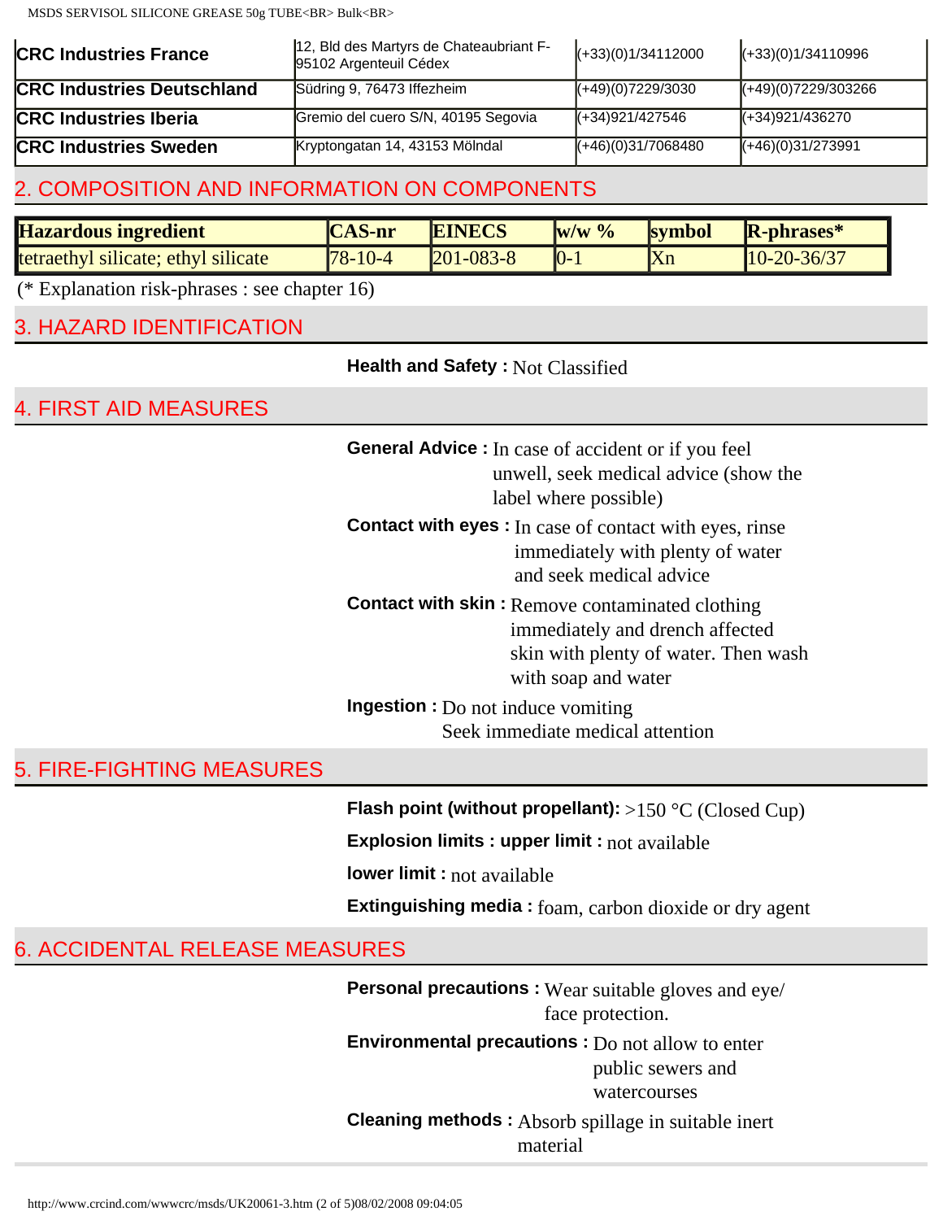| | | | |
|---|---|---|---|
| **CRC Industries France** | 12, Bld des Martyrs de Chateaubriant F-95102 Argenteuil Cédex | (+33)(0)1/34112000 | (+33)(0)1/34110996 |
| **CRC Industries Deutschland** | Südring 9, 76473 Iffezheim | (+49)(0)7229/3030 | (+49)(0)7229/303266 |
| **CRC Industries Iberia** | Gremio del cuero S/N, 40195 Segovia | (+34)921/427546 | (+34)921/436270 |
| **CRC Industries Sweden** | Kryptongatan 14, 43153 Mölndal | (+46)(0)31/7068480 | (+46)(0)31/273991 |

## 2. COMPOSITION AND INFORMATION ON COMPONENTS

| Hazardous ingredient | CAS-nr | EINECS | w/w % | symbol | R-phrases* |
|---|---|---|---|---|---|
| tetraethyl silicate; ethyl silicate | 78-10-4 | 201-083-8 | 0-1 | Xn | 10-20-36/37 |

(* Explanation risk-phrases : see chapter 16)

## 3. HAZARD IDENTIFICATION

**Health and Safety :** Not Classified

## 4. FIRST AID MEASURES

**General Advice :** In case of accident or if you feel unwell, seek medical advice (show the label where possible)

**Contact with eyes :** In case of contact with eyes, rinse immediately with plenty of water and seek medical advice

**Contact with skin :** Remove contaminated clothing immediately and drench affected skin with plenty of water. Then wash with soap and water

**Ingestion :** Do not induce vomiting
Seek immediate medical attention

## 5. FIRE-FIGHTING MEASURES

**Flash point (without propellant):** >150 °C (Closed Cup)

**Explosion limits : upper limit :** not available

**lower limit :** not available

**Extinguishing media :** foam, carbon dioxide or dry agent

## 6. ACCIDENTAL RELEASE MEASURES

**Personal precautions :** Wear suitable gloves and eye/face protection.

**Environmental precautions :** Do not allow to enter public sewers and watercourses

**Cleaning methods :** Absorb spillage in suitable inert material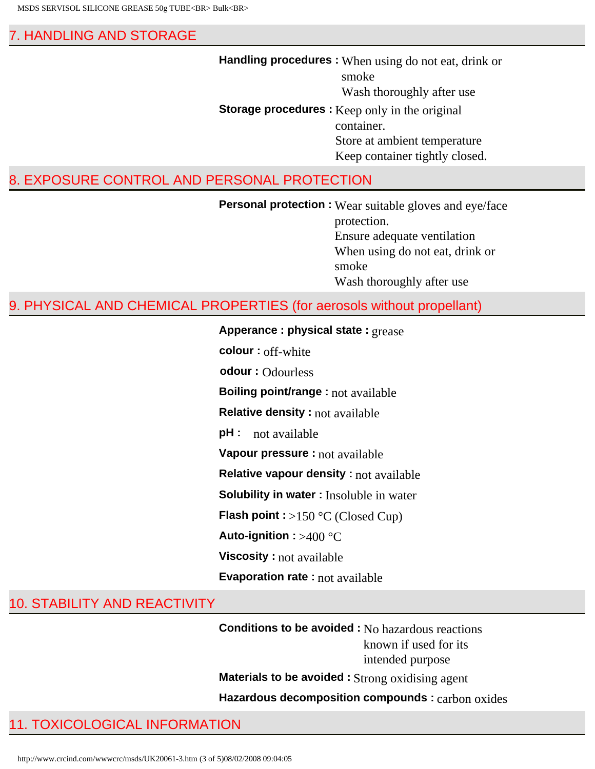## 7. HANDLING AND STORAGE

**Handling procedures :** When using do not eat, drink or smoke
Wash thoroughly after use

**Storage procedures :** Keep only in the original container.
Store at ambient temperature
Keep container tightly closed.

## 8. EXPOSURE CONTROL AND PERSONAL PROTECTION

**Personal protection :** Wear suitable gloves and eye/face protection.
Ensure adequate ventilation
When using do not eat, drink or smoke
Wash thoroughly after use

## 9. PHYSICAL AND CHEMICAL PROPERTIES (for aerosols without propellant)

**Apperance : physical state :** grease

**colour :** off-white

**odour :** Odourless

**Boiling point/range :** not available

**Relative density :** not available

**pH :** not available

**Vapour pressure :** not available

**Relative vapour density :** not available

**Solubility in water :** Insoluble in water

**Flash point :** >150 °C (Closed Cup)

**Auto-ignition :** >400 °C

**Viscosity :** not available

**Evaporation rate :** not available

## 10. STABILITY AND REACTIVITY

**Conditions to be avoided :** No hazardous reactions known if used for its intended purpose

**Materials to be avoided :** Strong oxidising agent

**Hazardous decomposition compounds :** carbon oxides

## 11. TOXICOLOGICAL INFORMATION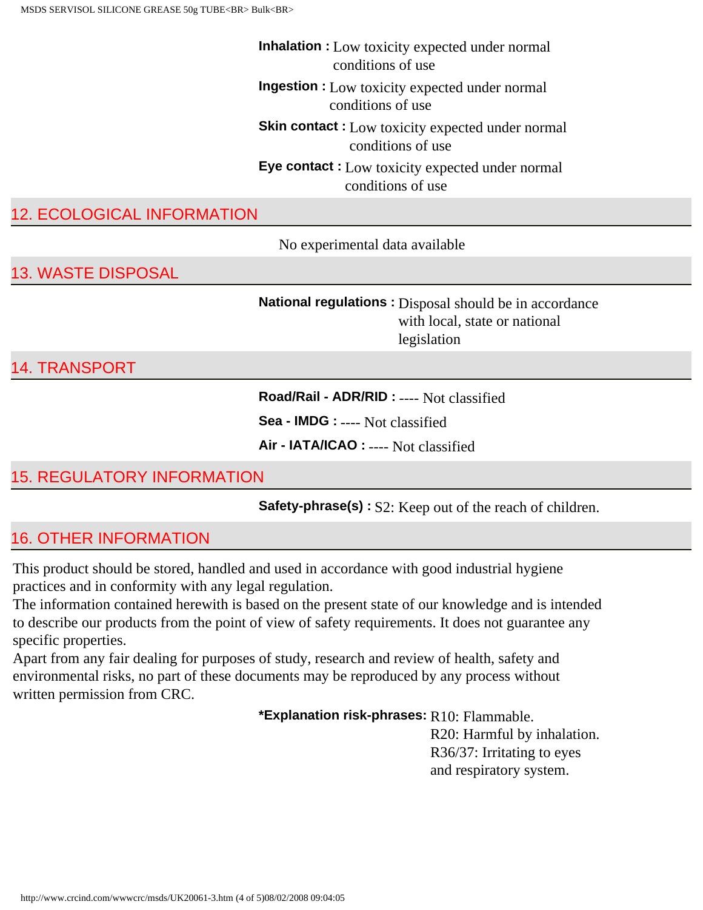**Inhalation :** Low toxicity expected under normal conditions of use

**Ingestion :** Low toxicity expected under normal conditions of use

**Skin contact :** Low toxicity expected under normal conditions of use

**Eye contact :** Low toxicity expected under normal conditions of use

## 12. ECOLOGICAL INFORMATION

No experimental data available

## 13. WASTE DISPOSAL

**National regulations :** Disposal should be in accordance with local, state or national legislation

## 14. TRANSPORT

**Road/Rail - ADR/RID :** ---- Not classified

**Sea - IMDG :** ---- Not classified

**Air - IATA/ICAO :** ---- Not classified

## 15. REGULATORY INFORMATION

**Safety-phrase(s) :** S2: Keep out of the reach of children.

## 16. OTHER INFORMATION

This product should be stored, handled and used in accordance with good industrial hygiene practices and in conformity with any legal regulation.
The information contained herewith is based on the present state of our knowledge and is intended to describe our products from the point of view of safety requirements. It does not guarantee any specific properties.
Apart from any fair dealing for purposes of study, research and review of health, safety and environmental risks, no part of these documents may be reproduced by any process without written permission from CRC.

**\*Explanation risk-phrases:** R10: Flammable.
R20: Harmful by inhalation.
R36/37: Irritating to eyes and respiratory system.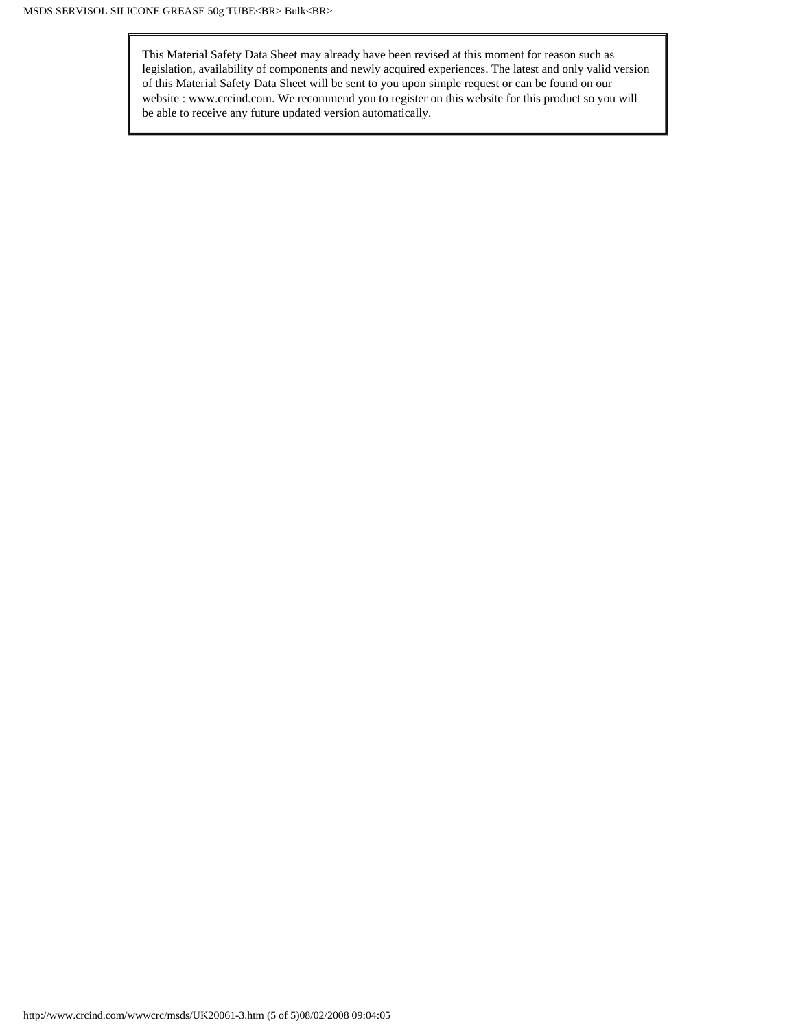This Material Safety Data Sheet may already have been revised at this moment for reason such as legislation, availability of components and newly acquired experiences. The latest and only valid version of this Material Safety Data Sheet will be sent to you upon simple request or can be found on our website : www.crcind.com. We recommend you to register on this website for this product so you will be able to receive any future updated version automatically.